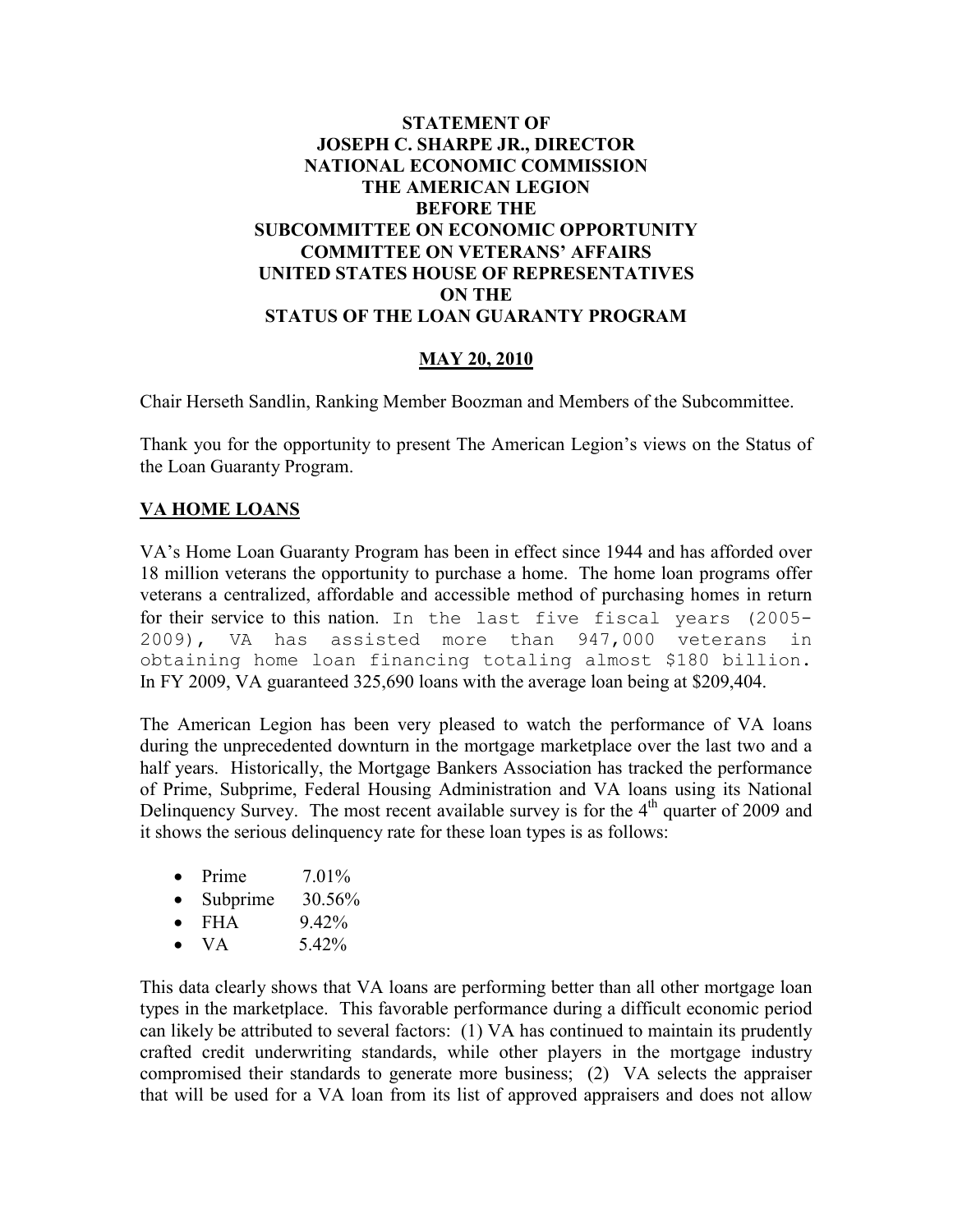**STATEMENT OF**
**JOSEPH C. SHARPE JR., DIRECTOR**
**NATIONAL ECONOMIC COMMISSION**
**THE AMERICAN LEGION**
**BEFORE THE**
**SUBCOMMITTEE ON ECONOMIC OPPORTUNITY**
**COMMITTEE ON VETERANS' AFFAIRS**
**UNITED STATES HOUSE OF REPRESENTATIVES**
**ON THE**
**STATUS OF THE LOAN GUARANTY PROGRAM**

**MAY 20, 2010**

Chair Herseth Sandlin, Ranking Member Boozman and Members of the Subcommittee.

Thank you for the opportunity to present The American Legion's views on the Status of the Loan Guaranty Program.

## VA HOME LOANS

VA's Home Loan Guaranty Program has been in effect since 1944 and has afforded over 18 million veterans the opportunity to purchase a home. The home loan programs offer veterans a centralized, affordable and accessible method of purchasing homes in return for their service to this nation. In the last five fiscal years (2005-2009), VA has assisted more than 947,000 veterans in obtaining home loan financing totaling almost $180 billion. In FY 2009, VA guaranteed 325,690 loans with the average loan being at $209,404.

The American Legion has been very pleased to watch the performance of VA loans during the unprecedented downturn in the mortgage marketplace over the last two and a half years. Historically, the Mortgage Bankers Association has tracked the performance of Prime, Subprime, Federal Housing Administration and VA loans using its National Delinquency Survey. The most recent available survey is for the 4th quarter of 2009 and it shows the serious delinquency rate for these loan types is as follows:

- Prime 7.01%
- Subprime 30.56%
- FHA 9.42%
- VA 5.42%

This data clearly shows that VA loans are performing better than all other mortgage loan types in the marketplace. This favorable performance during a difficult economic period can likely be attributed to several factors: (1) VA has continued to maintain its prudently crafted credit underwriting standards, while other players in the mortgage industry compromised their standards to generate more business; (2) VA selects the appraiser that will be used for a VA loan from its list of approved appraisers and does not allow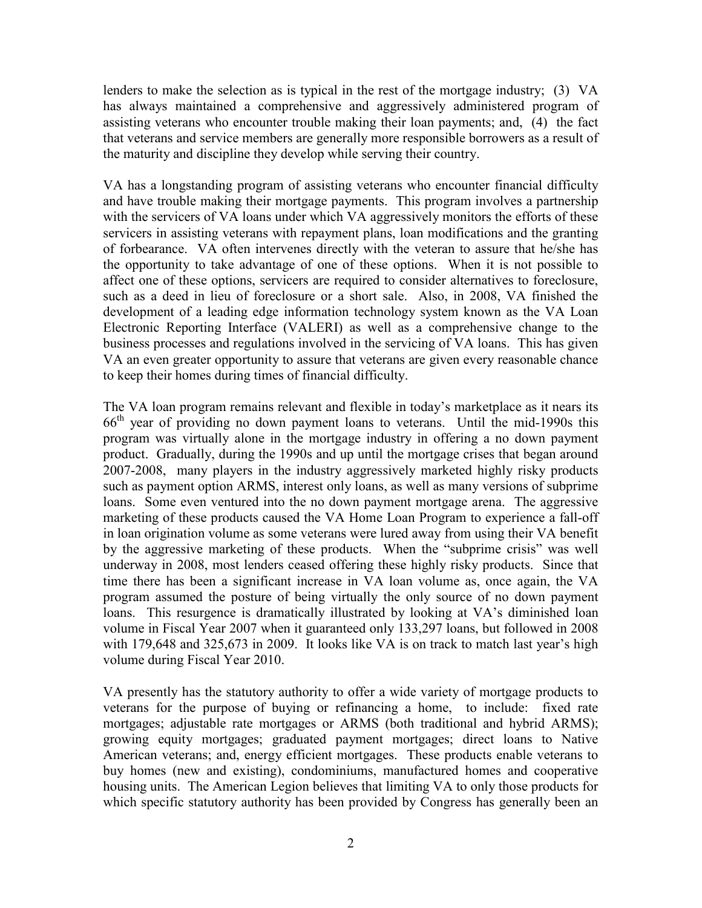lenders to make the selection as is typical in the rest of the mortgage industry; (3) VA has always maintained a comprehensive and aggressively administered program of assisting veterans who encounter trouble making their loan payments; and, (4) the fact that veterans and service members are generally more responsible borrowers as a result of the maturity and discipline they develop while serving their country.

VA has a longstanding program of assisting veterans who encounter financial difficulty and have trouble making their mortgage payments. This program involves a partnership with the servicers of VA loans under which VA aggressively monitors the efforts of these servicers in assisting veterans with repayment plans, loan modifications and the granting of forbearance. VA often intervenes directly with the veteran to assure that he/she has the opportunity to take advantage of one of these options. When it is not possible to affect one of these options, servicers are required to consider alternatives to foreclosure, such as a deed in lieu of foreclosure or a short sale. Also, in 2008, VA finished the development of a leading edge information technology system known as the VA Loan Electronic Reporting Interface (VALERI) as well as a comprehensive change to the business processes and regulations involved in the servicing of VA loans. This has given VA an even greater opportunity to assure that veterans are given every reasonable chance to keep their homes during times of financial difficulty.

The VA loan program remains relevant and flexible in today's marketplace as it nears its 66th year of providing no down payment loans to veterans. Until the mid-1990s this program was virtually alone in the mortgage industry in offering a no down payment product. Gradually, during the 1990s and up until the mortgage crises that began around 2007-2008, many players in the industry aggressively marketed highly risky products such as payment option ARMS, interest only loans, as well as many versions of subprime loans. Some even ventured into the no down payment mortgage arena. The aggressive marketing of these products caused the VA Home Loan Program to experience a fall-off in loan origination volume as some veterans were lured away from using their VA benefit by the aggressive marketing of these products. When the "subprime crisis" was well underway in 2008, most lenders ceased offering these highly risky products. Since that time there has been a significant increase in VA loan volume as, once again, the VA program assumed the posture of being virtually the only source of no down payment loans. This resurgence is dramatically illustrated by looking at VA's diminished loan volume in Fiscal Year 2007 when it guaranteed only 133,297 loans, but followed in 2008 with 179,648 and 325,673 in 2009. It looks like VA is on track to match last year's high volume during Fiscal Year 2010.

VA presently has the statutory authority to offer a wide variety of mortgage products to veterans for the purpose of buying or refinancing a home, to include: fixed rate mortgages; adjustable rate mortgages or ARMS (both traditional and hybrid ARMS); growing equity mortgages; graduated payment mortgages; direct loans to Native American veterans; and, energy efficient mortgages. These products enable veterans to buy homes (new and existing), condominiums, manufactured homes and cooperative housing units. The American Legion believes that limiting VA to only those products for which specific statutory authority has been provided by Congress has generally been an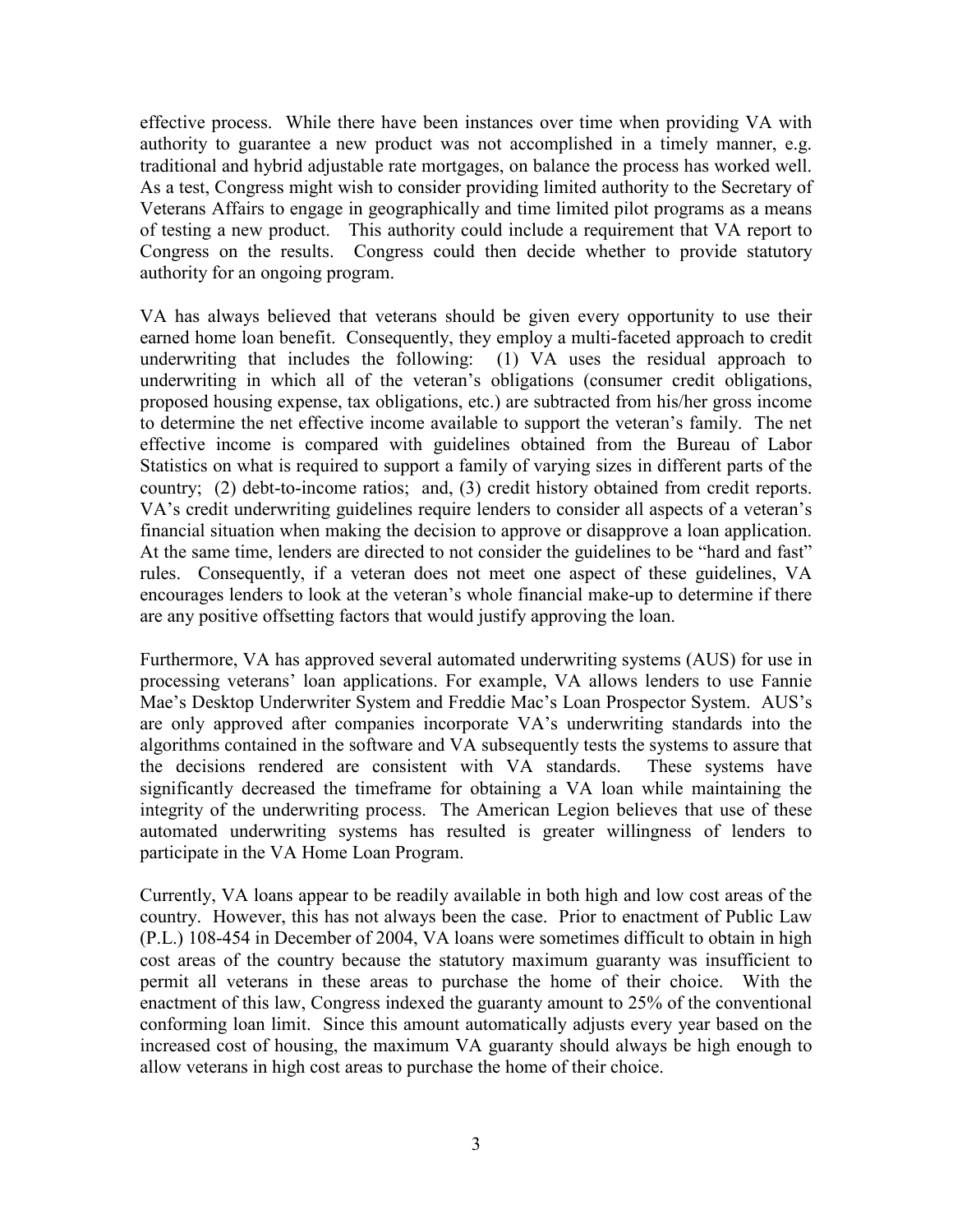effective process. While there have been instances over time when providing VA with authority to guarantee a new product was not accomplished in a timely manner, e.g. traditional and hybrid adjustable rate mortgages, on balance the process has worked well. As a test, Congress might wish to consider providing limited authority to the Secretary of Veterans Affairs to engage in geographically and time limited pilot programs as a means of testing a new product. This authority could include a requirement that VA report to Congress on the results. Congress could then decide whether to provide statutory authority for an ongoing program.

VA has always believed that veterans should be given every opportunity to use their earned home loan benefit. Consequently, they employ a multi-faceted approach to credit underwriting that includes the following: (1) VA uses the residual approach to underwriting in which all of the veteran's obligations (consumer credit obligations, proposed housing expense, tax obligations, etc.) are subtracted from his/her gross income to determine the net effective income available to support the veteran's family. The net effective income is compared with guidelines obtained from the Bureau of Labor Statistics on what is required to support a family of varying sizes in different parts of the country; (2) debt-to-income ratios; and, (3) credit history obtained from credit reports. VA's credit underwriting guidelines require lenders to consider all aspects of a veteran's financial situation when making the decision to approve or disapprove a loan application. At the same time, lenders are directed to not consider the guidelines to be "hard and fast" rules. Consequently, if a veteran does not meet one aspect of these guidelines, VA encourages lenders to look at the veteran's whole financial make-up to determine if there are any positive offsetting factors that would justify approving the loan.

Furthermore, VA has approved several automated underwriting systems (AUS) for use in processing veterans' loan applications. For example, VA allows lenders to use Fannie Mae's Desktop Underwriter System and Freddie Mac's Loan Prospector System. AUS's are only approved after companies incorporate VA's underwriting standards into the algorithms contained in the software and VA subsequently tests the systems to assure that the decisions rendered are consistent with VA standards. These systems have significantly decreased the timeframe for obtaining a VA loan while maintaining the integrity of the underwriting process. The American Legion believes that use of these automated underwriting systems has resulted is greater willingness of lenders to participate in the VA Home Loan Program.

Currently, VA loans appear to be readily available in both high and low cost areas of the country. However, this has not always been the case. Prior to enactment of Public Law (P.L.) 108-454 in December of 2004, VA loans were sometimes difficult to obtain in high cost areas of the country because the statutory maximum guaranty was insufficient to permit all veterans in these areas to purchase the home of their choice. With the enactment of this law, Congress indexed the guaranty amount to 25% of the conventional conforming loan limit. Since this amount automatically adjusts every year based on the increased cost of housing, the maximum VA guaranty should always be high enough to allow veterans in high cost areas to purchase the home of their choice.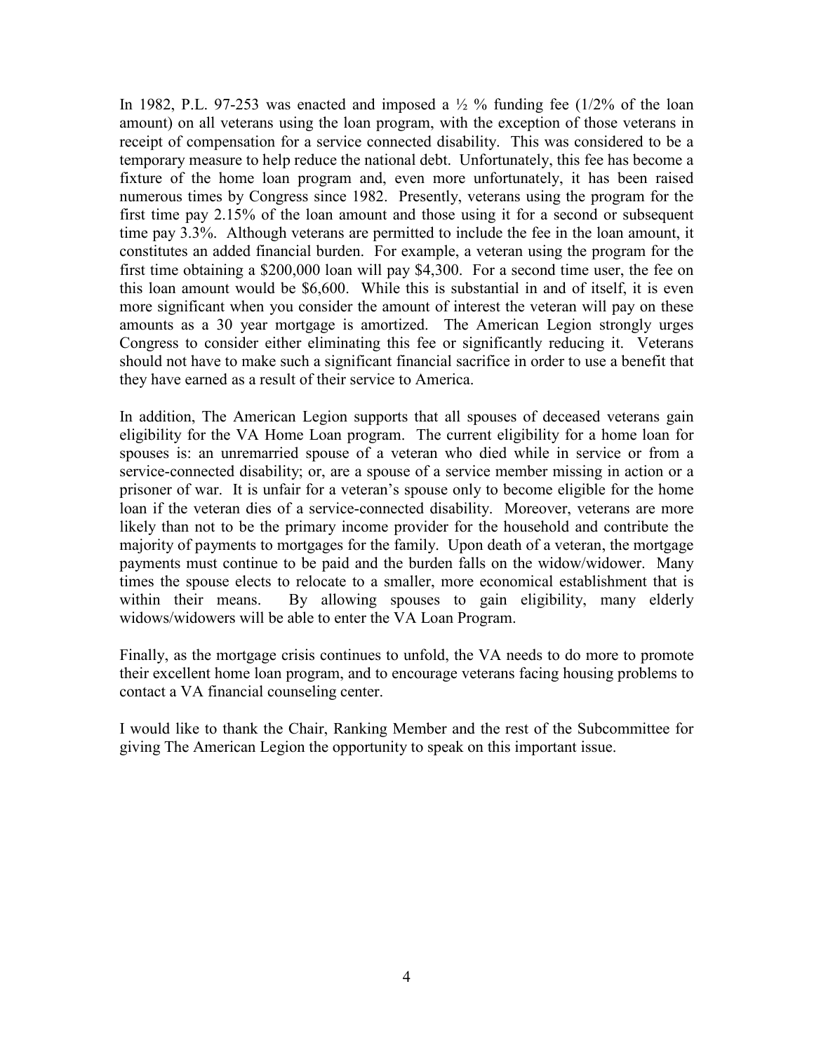In 1982, P.L. 97-253 was enacted and imposed a ½ % funding fee (1/2% of the loan amount) on all veterans using the loan program, with the exception of those veterans in receipt of compensation for a service connected disability. This was considered to be a temporary measure to help reduce the national debt. Unfortunately, this fee has become a fixture of the home loan program and, even more unfortunately, it has been raised numerous times by Congress since 1982. Presently, veterans using the program for the first time pay 2.15% of the loan amount and those using it for a second or subsequent time pay 3.3%. Although veterans are permitted to include the fee in the loan amount, it constitutes an added financial burden. For example, a veteran using the program for the first time obtaining a $200,000 loan will pay $4,300. For a second time user, the fee on this loan amount would be $6,600. While this is substantial in and of itself, it is even more significant when you consider the amount of interest the veteran will pay on these amounts as a 30 year mortgage is amortized. The American Legion strongly urges Congress to consider either eliminating this fee or significantly reducing it. Veterans should not have to make such a significant financial sacrifice in order to use a benefit that they have earned as a result of their service to America.

In addition, The American Legion supports that all spouses of deceased veterans gain eligibility for the VA Home Loan program. The current eligibility for a home loan for spouses is: an unremarried spouse of a veteran who died while in service or from a service-connected disability; or, are a spouse of a service member missing in action or a prisoner of war. It is unfair for a veteran's spouse only to become eligible for the home loan if the veteran dies of a service-connected disability. Moreover, veterans are more likely than not to be the primary income provider for the household and contribute the majority of payments to mortgages for the family. Upon death of a veteran, the mortgage payments must continue to be paid and the burden falls on the widow/widower. Many times the spouse elects to relocate to a smaller, more economical establishment that is within their means. By allowing spouses to gain eligibility, many elderly widows/widowers will be able to enter the VA Loan Program.

Finally, as the mortgage crisis continues to unfold, the VA needs to do more to promote their excellent home loan program, and to encourage veterans facing housing problems to contact a VA financial counseling center.

I would like to thank the Chair, Ranking Member and the rest of the Subcommittee for giving The American Legion the opportunity to speak on this important issue.